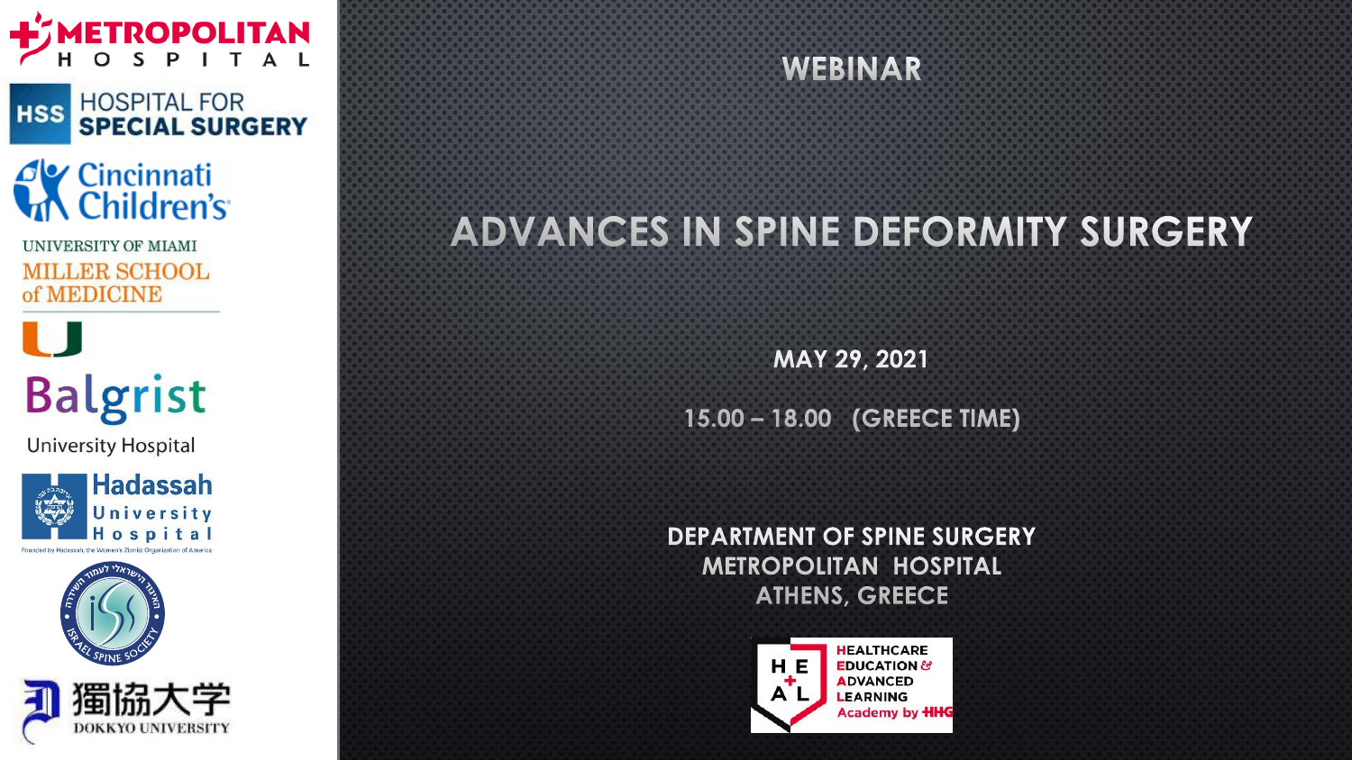METROPOLITAN HOSPITAL

HSS HOSPITAL FOR SPECIAL SURGERY

Cincinnati Children's

UNIVERSITY OF MIAMI MILLER SCHOOL of MEDICINE

Balgrist University Hospital

Hadassah University Hospital

Founded by Hadassah, the Women's Zionist Organization of America

ISRAEL SPINE SOCIETY

獨協大学 DOKKYO UNIVERSITY

WEBINAR

# ADVANCES IN SPINE DEFORMITY SURGERY

**MAY 29, 2021**

15.00 – 18.00 (GREECE TIME)

**DEPARTMENT OF SPINE SURGERY**
**METROPOLITAN HOSPITAL**
**ATHENS, GREECE**

HEALTHCARE EDUCATION & ADVANCED LEARNING Academy by HHG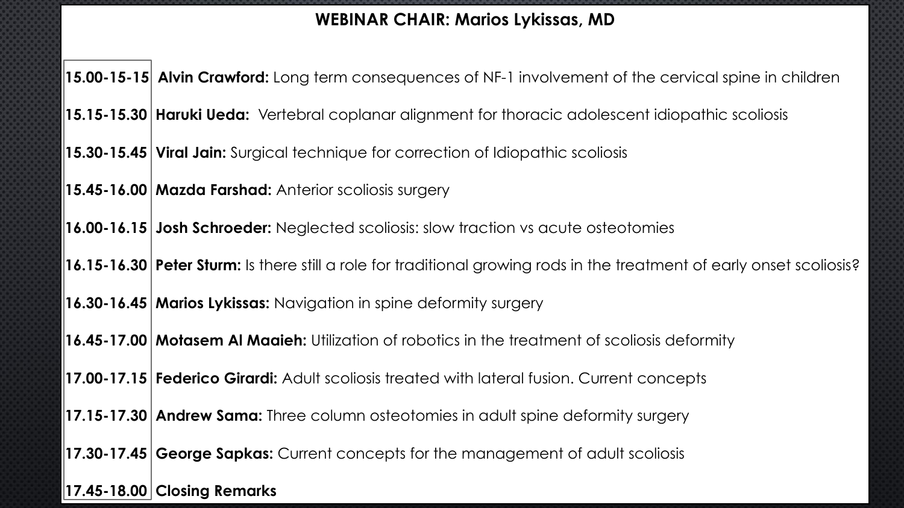## WEBINAR CHAIR: Marios Lykissas, MD

| | |
|---|---|
| **15.00-15-15** | **Alvin Crawford:** Long term consequences of NF-1 involvement of the cervical spine in children |
| **15.15-15.30** | **Haruki Ueda:** Vertebral coplanar alignment for thoracic adolescent idiopathic scoliosis |
| **15.30-15.45** | **Viral Jain:** Surgical technique for correction of Idiopathic scoliosis |
| **15.45-16.00** | **Mazda Farshad:** Anterior scoliosis surgery |
| **16.00-16.15** | **Josh Schroeder:** Neglected scoliosis: slow traction vs acute osteotomies |
| **16.15-16.30** | **Peter Sturm:** Is there still a role for traditional growing rods in the treatment of early onset scoliosis? |
| **16.30-16.45** | **Marios Lykissas:** Navigation in spine deformity surgery |
| **16.45-17.00** | **Motasem Al Maaieh:** Utilization of robotics in the treatment of scoliosis deformity |
| **17.00-17.15** | **Federico Girardi:** Adult scoliosis treated with lateral fusion. Current concepts |
| **17.15-17.30** | **Andrew Sama:** Three column osteotomies in adult spine deformity surgery |
| **17.30-17.45** | **George Sapkas:** Current concepts for the management of adult scoliosis |
| **17.45-18.00** | **Closing Remarks** |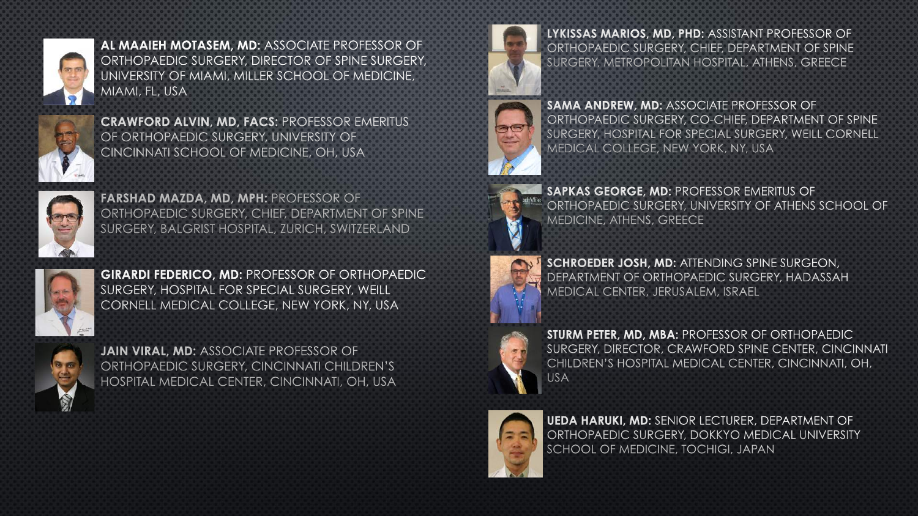**AL MAAIEH MOTASEM, MD:** ASSOCIATE PROFESSOR OF ORTHOPAEDIC SURGERY, DIRECTOR OF SPINE SURGERY, UNIVERSITY OF MIAMI, MILLER SCHOOL OF MEDICINE, MIAMI, FL, USA

**CRAWFORD ALVIN, MD, FACS:** PROFESSOR EMERITUS OF ORTHOPAEDIC SURGERY, UNIVERSITY OF CINCINNATI SCHOOL OF MEDICINE, OH, USA

**FARSHAD MAZDA, MD, MPH:** PROFESSOR OF ORTHOPAEDIC SURGERY, CHIEF, DEPARTMENT OF SPINE SURGERY, BALGRIST HOSPITAL, ZURICH, SWITZERLAND

**GIRARDI FEDERICO, MD:** PROFESSOR OF ORTHOPAEDIC SURGERY, HOSPITAL FOR SPECIAL SURGERY, WEILL CORNELL MEDICAL COLLEGE, NEW YORK, NY, USA

**JAIN VIRAL, MD:** ASSOCIATE PROFESSOR OF ORTHOPAEDIC SURGERY, CINCINNATI CHILDREN'S HOSPITAL MEDICAL CENTER, CINCINNATI, OH, USA

**LYKISSAS MARIOS, MD, PHD:** ASSISTANT PROFESSOR OF ORTHOPAEDIC SURGERY, CHIEF, DEPARTMENT OF SPINE SURGERY, METROPOLITAN HOSPITAL, ATHENS, GREECE

**SAMA ANDREW, MD:** ASSOCIATE PROFESSOR OF ORTHOPAEDIC SURGERY, CO-CHIEF, DEPARTMENT OF SPINE SURGERY, HOSPITAL FOR SPECIAL SURGERY, WEILL CORNELL MEDICAL COLLEGE, NEW YORK, NY, USA

**SAPKAS GEORGE, MD:** PROFESSOR EMERITUS OF ORTHOPAEDIC SURGERY, UNIVERSITY OF ATHENS SCHOOL OF MEDICINE, ATHENS, GREECE

**SCHROEDER JOSH, MD:** ATTENDING SPINE SURGEON, DEPARTMENT OF ORTHOPAEDIC SURGERY, HADASSAH MEDICAL CENTER, JERUSALEM, ISRAEL

**STURM PETER, MD, MBA:** PROFESSOR OF ORTHOPAEDIC SURGERY, DIRECTOR, CRAWFORD SPINE CENTER, CINCINNATI CHILDREN'S HOSPITAL MEDICAL CENTER, CINCINNATI, OH, USA

**UEDA HARUKI, MD:** SENIOR LECTURER, DEPARTMENT OF ORTHOPAEDIC SURGERY, DOKKYO MEDICAL UNIVERSITY SCHOOL OF MEDICINE, TOCHIGI, JAPAN